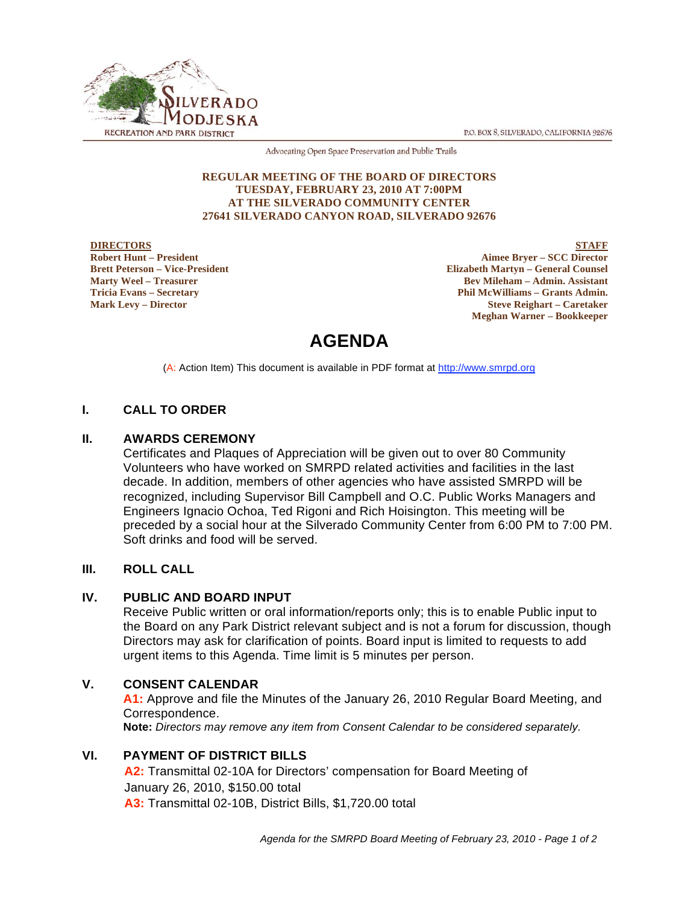SILVERADO MODJESKA RECREATION AND PARK DISTRICT

P.O. BOX 8, SILVERADO, CALIFORNIA 92676

Advocating Open Space Preservation and Public Trails

**REGULAR MEETING OF THE BOARD OF DIRECTORS**
**TUESDAY, FEBRUARY 23, 2010 AT 7:00PM**
**AT THE SILVERADO COMMUNITY CENTER**
**27641 SILVERADO CANYON ROAD, SILVERADO 92676**

**DIRECTORS**
**Robert Hunt – President**
**Brett Peterson – Vice-President**
**Marty Weel – Treasurer**
**Tricia Evans – Secretary**
**Mark Levy – Director**

**STAFF**
**Aimee Bryer – SCC Director**
**Elizabeth Martyn – General Counsel**
**Bev Mileham – Admin. Assistant**
**Phil McWilliams – Grants Admin.**
**Steve Reighart – Caretaker**
**Meghan Warner – Bookkeeper**

# AGENDA

(A: Action Item) This document is available in PDF format at http://www.smrpd.org

## I. CALL TO ORDER

## II. AWARDS CEREMONY

Certificates and Plaques of Appreciation will be given out to over 80 Community Volunteers who have worked on SMRPD related activities and facilities in the last decade. In addition, members of other agencies who have assisted SMRPD will be recognized, including Supervisor Bill Campbell and O.C. Public Works Managers and Engineers Ignacio Ochoa, Ted Rigoni and Rich Hoisington. This meeting will be preceded by a social hour at the Silverado Community Center from 6:00 PM to 7:00 PM. Soft drinks and food will be served.

## III. ROLL CALL

## IV. PUBLIC AND BOARD INPUT

Receive Public written or oral information/reports only; this is to enable Public input to the Board on any Park District relevant subject and is not a forum for discussion, though Directors may ask for clarification of points. Board input is limited to requests to add urgent items to this Agenda. Time limit is 5 minutes per person.

## V. CONSENT CALENDAR

**A1:** Approve and file the Minutes of the January 26, 2010 Regular Board Meeting, and Correspondence.
**Note:** *Directors may remove any item from Consent Calendar to be considered separately.*

## VI. PAYMENT OF DISTRICT BILLS

**A2:** Transmittal 02-10A for Directors' compensation for Board Meeting of January 26, 2010, $150.00 total
**A3:** Transmittal 02-10B, District Bills, $1,720.00 total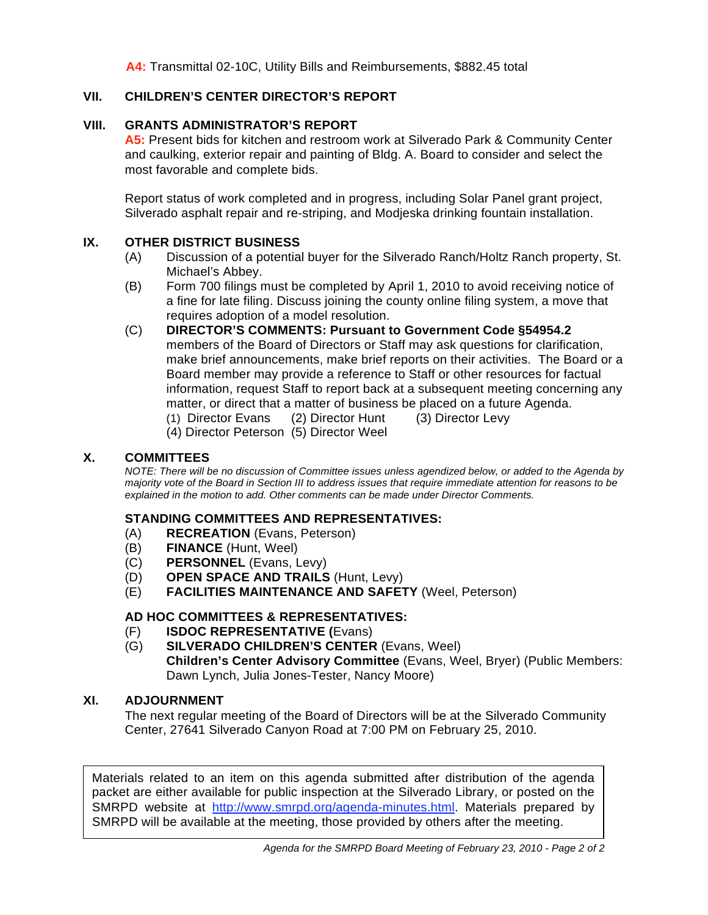**A4:** Transmittal 02-10C, Utility Bills and Reimbursements, $882.45 total

## VII. CHILDREN'S CENTER DIRECTOR'S REPORT

## VIII. GRANTS ADMINISTRATOR'S REPORT

**A5:** Present bids for kitchen and restroom work at Silverado Park & Community Center and caulking, exterior repair and painting of Bldg. A. Board to consider and select the most favorable and complete bids.

Report status of work completed and in progress, including Solar Panel grant project, Silverado asphalt repair and re-striping, and Modjeska drinking fountain installation.

## IX. OTHER DISTRICT BUSINESS

(A) Discussion of a potential buyer for the Silverado Ranch/Holtz Ranch property, St. Michael's Abbey.

(B) Form 700 filings must be completed by April 1, 2010 to avoid receiving notice of a fine for late filing. Discuss joining the county online filing system, a move that requires adoption of a model resolution.

(C) **DIRECTOR'S COMMENTS: Pursuant to Government Code §54954.2** members of the Board of Directors or Staff may ask questions for clarification, make brief announcements, make brief reports on their activities. The Board or a Board member may provide a reference to Staff or other resources for factual information, request Staff to report back at a subsequent meeting concerning any matter, or direct that a matter of business be placed on a future Agenda.
(1) Director Evans (2) Director Hunt (3) Director Levy
(4) Director Peterson (5) Director Weel

## X. COMMITTEES

*NOTE: There will be no discussion of Committee issues unless agendized below, or added to the Agenda by majority vote of the Board in Section III to address issues that require immediate attention for reasons to be explained in the motion to add. Other comments can be made under Director Comments.*

### STANDING COMMITTEES AND REPRESENTATIVES:

(A) **RECREATION** (Evans, Peterson)
(B) **FINANCE** (Hunt, Weel)
(C) **PERSONNEL** (Evans, Levy)
(D) **OPEN SPACE AND TRAILS** (Hunt, Levy)
(E) **FACILITIES MAINTENANCE AND SAFETY** (Weel, Peterson)

### AD HOC COMMITTEES & REPRESENTATIVES:

(F) **ISDOC REPRESENTATIVE (**Evans)
(G) **SILVERADO CHILDREN'S CENTER** (Evans, Weel)
**Children's Center Advisory Committee** (Evans, Weel, Bryer) (Public Members: Dawn Lynch, Julia Jones-Tester, Nancy Moore)

## XI. ADJOURNMENT

The next regular meeting of the Board of Directors will be at the Silverado Community Center, 27641 Silverado Canyon Road at 7:00 PM on February 25, 2010.

Materials related to an item on this agenda submitted after distribution of the agenda packet are either available for public inspection at the Silverado Library, or posted on the SMRPD website at http://www.smrpd.org/agenda-minutes.html. Materials prepared by SMRPD will be available at the meeting, those provided by others after the meeting.